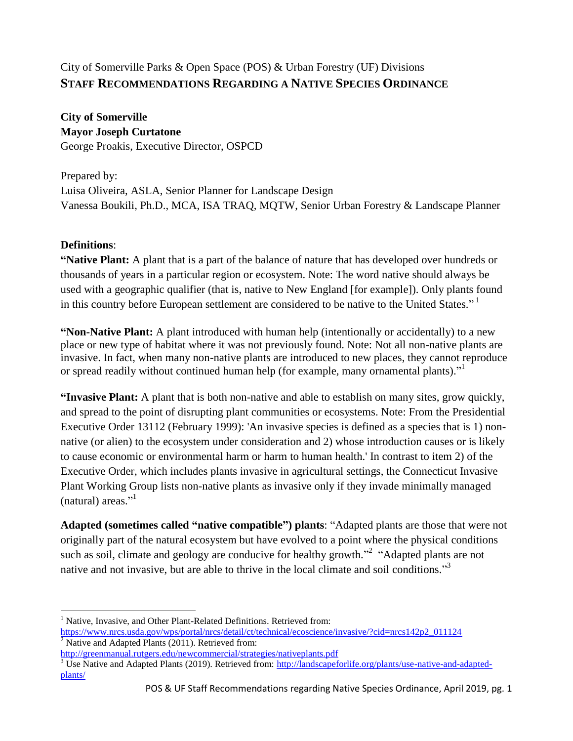City of Somerville Parks & Open Space (POS) & Urban Forestry (UF) Divisions

# STAFF RECOMMENDATIONS REGARDING A NATIVE SPECIES ORDINANCE

**City of Somerville**
**Mayor Joseph Curtatone**
George Proakis, Executive Director, OSPCD

Prepared by:
Luisa Oliveira, ASLA, Senior Planner for Landscape Design
Vanessa Boukili, Ph.D., MCA, ISA TRAQ, MQTW, Senior Urban Forestry & Landscape Planner

**Definitions**:

**"Native Plant:** A plant that is a part of the balance of nature that has developed over hundreds or thousands of years in a particular region or ecosystem. Note: The word native should always be used with a geographic qualifier (that is, native to New England [for example]). Only plants found in this country before European settlement are considered to be native to the United States." [1]

**"Non-Native Plant:** A plant introduced with human help (intentionally or accidentally) to a new place or new type of habitat where it was not previously found. Note: Not all non-native plants are invasive. In fact, when many non-native plants are introduced to new places, they cannot reproduce or spread readily without continued human help (for example, many ornamental plants)."[1]

**"Invasive Plant:** A plant that is both non-native and able to establish on many sites, grow quickly, and spread to the point of disrupting plant communities or ecosystems. Note: From the Presidential Executive Order 13112 (February 1999): 'An invasive species is defined as a species that is 1) non-native (or alien) to the ecosystem under consideration and 2) whose introduction causes or is likely to cause economic or environmental harm or harm to human health.' In contrast to item 2) of the Executive Order, which includes plants invasive in agricultural settings, the Connecticut Invasive Plant Working Group lists non-native plants as invasive only if they invade minimally managed (natural) areas."[1]

**Adapted (sometimes called "native compatible") plants**: "Adapted plants are those that were not originally part of the natural ecosystem but have evolved to a point where the physical conditions such as soil, climate and geology are conducive for healthy growth."[2] "Adapted plants are not native and not invasive, but are able to thrive in the local climate and soil conditions."[3]

---

[1] Native, Invasive, and Other Plant-Related Definitions. Retrieved from: https://www.nrcs.usda.gov/wps/portal/nrcs/detail/ct/technical/ecoscience/invasive/?cid=nrcs142p2_011124

[2] Native and Adapted Plants (2011). Retrieved from: http://greenmanual.rutgers.edu/newcommercial/strategies/nativeplants.pdf

[3] Use Native and Adapted Plants (2019). Retrieved from: http://landscapeforlife.org/plants/use-native-and-adapted-plants/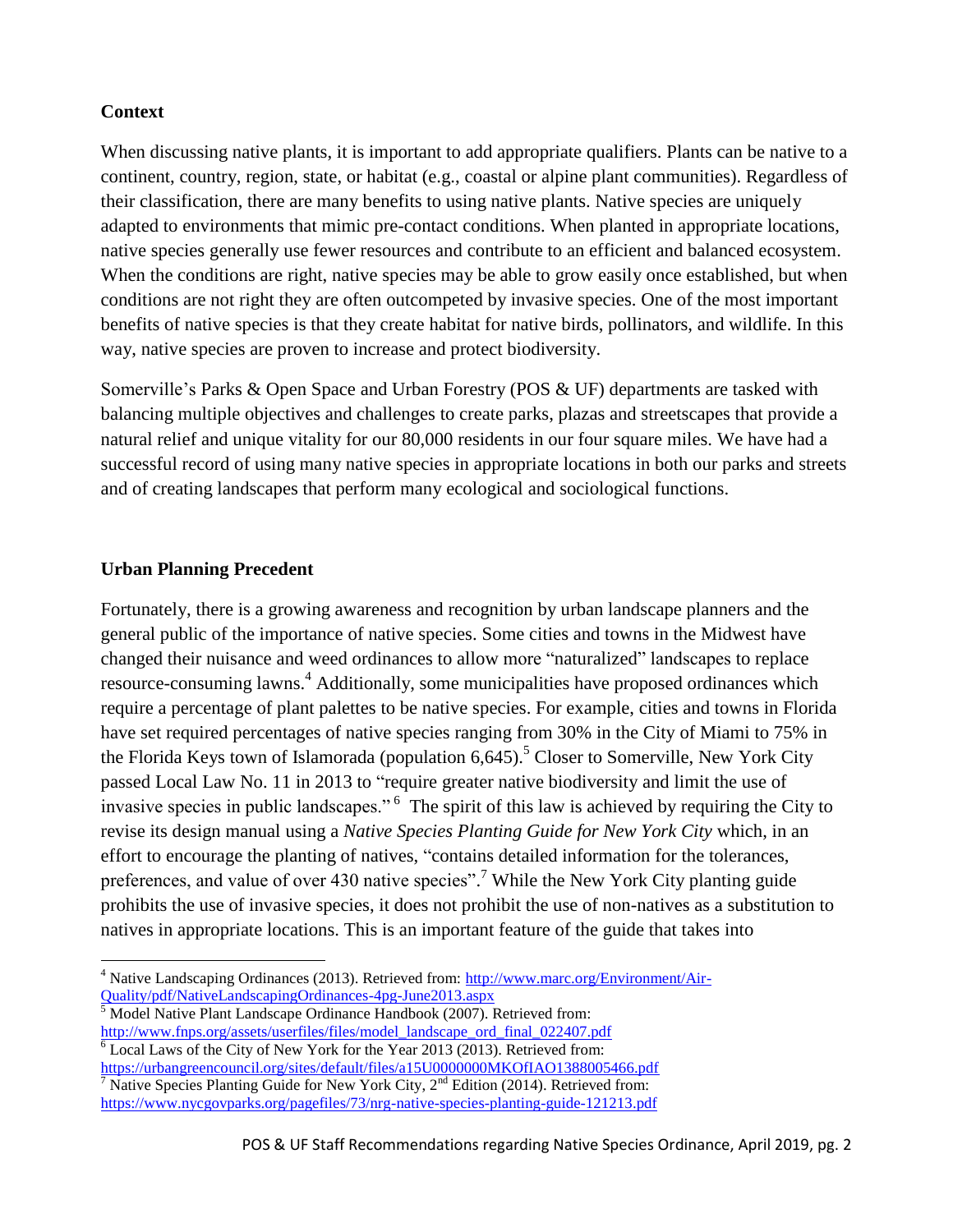## Context

When discussing native plants, it is important to add appropriate qualifiers. Plants can be native to a continent, country, region, state, or habitat (e.g., coastal or alpine plant communities). Regardless of their classification, there are many benefits to using native plants. Native species are uniquely adapted to environments that mimic pre-contact conditions. When planted in appropriate locations, native species generally use fewer resources and contribute to an efficient and balanced ecosystem. When the conditions are right, native species may be able to grow easily once established, but when conditions are not right they are often outcompeted by invasive species. One of the most important benefits of native species is that they create habitat for native birds, pollinators, and wildlife. In this way, native species are proven to increase and protect biodiversity.

Somerville's Parks & Open Space and Urban Forestry (POS & UF) departments are tasked with balancing multiple objectives and challenges to create parks, plazas and streetscapes that provide a natural relief and unique vitality for our 80,000 residents in our four square miles. We have had a successful record of using many native species in appropriate locations in both our parks and streets and of creating landscapes that perform many ecological and sociological functions.

## Urban Planning Precedent

Fortunately, there is a growing awareness and recognition by urban landscape planners and the general public of the importance of native species. Some cities and towns in the Midwest have changed their nuisance and weed ordinances to allow more "naturalized" landscapes to replace resource-consuming lawns.[4] Additionally, some municipalities have proposed ordinances which require a percentage of plant palettes to be native species. For example, cities and towns in Florida have set required percentages of native species ranging from 30% in the City of Miami to 75% in the Florida Keys town of Islamorada (population 6,645).[5] Closer to Somerville, New York City passed Local Law No. 11 in 2013 to "require greater native biodiversity and limit the use of invasive species in public landscapes."[6] The spirit of this law is achieved by requiring the City to revise its design manual using a *Native Species Planting Guide for New York City* which, in an effort to encourage the planting of natives, "contains detailed information for the tolerances, preferences, and value of over 430 native species".[7] While the New York City planting guide prohibits the use of invasive species, it does not prohibit the use of non-natives as a substitution to natives in appropriate locations. This is an important feature of the guide that takes into

---

[4] Native Landscaping Ordinances (2013). Retrieved from: http://www.marc.org/Environment/Air-Quality/pdf/NativeLandscapingOrdinances-4pg-June2013.aspx

[5] Model Native Plant Landscape Ordinance Handbook (2007). Retrieved from: http://www.fnps.org/assets/userfiles/files/model_landscape_ord_final_022407.pdf

[6] Local Laws of the City of New York for the Year 2013 (2013). Retrieved from: https://urbangreencouncil.org/sites/default/files/a15U0000000MKOfIAO1388005466.pdf

[7] Native Species Planting Guide for New York City, 2nd Edition (2014). Retrieved from: https://www.nycgovparks.org/pagefiles/73/nrg-native-species-planting-guide-121213.pdf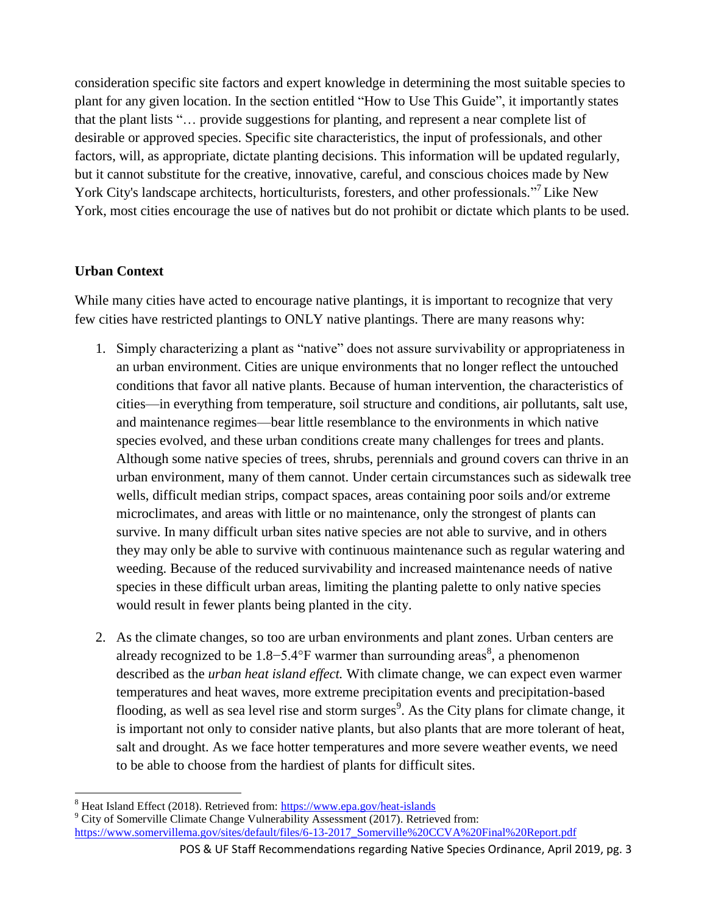consideration specific site factors and expert knowledge in determining the most suitable species to plant for any given location. In the section entitled "How to Use This Guide", it importantly states that the plant lists "… provide suggestions for planting, and represent a near complete list of desirable or approved species. Specific site characteristics, the input of professionals, and other factors, will, as appropriate, dictate planting decisions. This information will be updated regularly, but it cannot substitute for the creative, innovative, careful, and conscious choices made by New York City's landscape architects, horticulturists, foresters, and other professionals."[7] Like New York, most cities encourage the use of natives but do not prohibit or dictate which plants to be used.

**Urban Context**

While many cities have acted to encourage native plantings, it is important to recognize that very few cities have restricted plantings to ONLY native plantings. There are many reasons why:

1. Simply characterizing a plant as "native" does not assure survivability or appropriateness in an urban environment. Cities are unique environments that no longer reflect the untouched conditions that favor all native plants. Because of human intervention, the characteristics of cities—in everything from temperature, soil structure and conditions, air pollutants, salt use, and maintenance regimes—bear little resemblance to the environments in which native species evolved, and these urban conditions create many challenges for trees and plants. Although some native species of trees, shrubs, perennials and ground covers can thrive in an urban environment, many of them cannot. Under certain circumstances such as sidewalk tree wells, difficult median strips, compact spaces, areas containing poor soils and/or extreme microclimates, and areas with little or no maintenance, only the strongest of plants can survive. In many difficult urban sites native species are not able to survive, and in others they may only be able to survive with continuous maintenance such as regular watering and weeding. Because of the reduced survivability and increased maintenance needs of native species in these difficult urban areas, limiting the planting palette to only native species would result in fewer plants being planted in the city.

2. As the climate changes, so too are urban environments and plant zones. Urban centers are already recognized to be 1.8−5.4°F warmer than surrounding areas[8], a phenomenon described as the *urban heat island effect.* With climate change, we can expect even warmer temperatures and heat waves, more extreme precipitation events and precipitation-based flooding, as well as sea level rise and storm surges[9]. As the City plans for climate change, it is important not only to consider native plants, but also plants that are more tolerant of heat, salt and drought. As we face hotter temperatures and more severe weather events, we need to be able to choose from the hardiest of plants for difficult sites.

---

[8] Heat Island Effect (2018). Retrieved from: https://www.epa.gov/heat-islands

[9] City of Somerville Climate Change Vulnerability Assessment (2017). Retrieved from: https://www.somervillema.gov/sites/default/files/6-13-2017_Somerville%20CCVA%20Final%20Report.pdf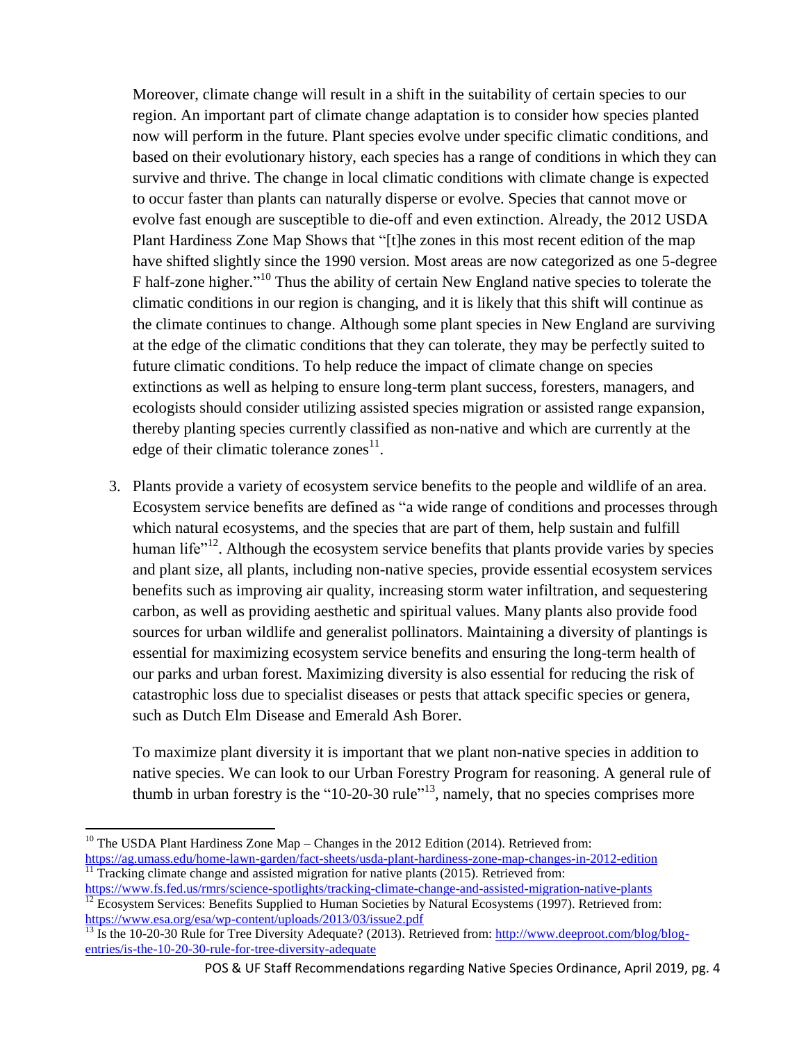Moreover, climate change will result in a shift in the suitability of certain species to our region. An important part of climate change adaptation is to consider how species planted now will perform in the future. Plant species evolve under specific climatic conditions, and based on their evolutionary history, each species has a range of conditions in which they can survive and thrive. The change in local climatic conditions with climate change is expected to occur faster than plants can naturally disperse or evolve. Species that cannot move or evolve fast enough are susceptible to die-off and even extinction. Already, the 2012 USDA Plant Hardiness Zone Map Shows that "[t]he zones in this most recent edition of the map have shifted slightly since the 1990 version. Most areas are now categorized as one 5-degree F half-zone higher."[10] Thus the ability of certain New England native species to tolerate the climatic conditions in our region is changing, and it is likely that this shift will continue as the climate continues to change. Although some plant species in New England are surviving at the edge of the climatic conditions that they can tolerate, they may be perfectly suited to future climatic conditions. To help reduce the impact of climate change on species extinctions as well as helping to ensure long-term plant success, foresters, managers, and ecologists should consider utilizing assisted species migration or assisted range expansion, thereby planting species currently classified as non-native and which are currently at the edge of their climatic tolerance zones[11].

3. Plants provide a variety of ecosystem service benefits to the people and wildlife of an area. Ecosystem service benefits are defined as "a wide range of conditions and processes through which natural ecosystems, and the species that are part of them, help sustain and fulfill human life"[12]. Although the ecosystem service benefits that plants provide varies by species and plant size, all plants, including non-native species, provide essential ecosystem services benefits such as improving air quality, increasing storm water infiltration, and sequestering carbon, as well as providing aesthetic and spiritual values. Many plants also provide food sources for urban wildlife and generalist pollinators. Maintaining a diversity of plantings is essential for maximizing ecosystem service benefits and ensuring the long-term health of our parks and urban forest. Maximizing diversity is also essential for reducing the risk of catastrophic loss due to specialist diseases or pests that attack specific species or genera, such as Dutch Elm Disease and Emerald Ash Borer.

   To maximize plant diversity it is important that we plant non-native species in addition to native species. We can look to our Urban Forestry Program for reasoning. A general rule of thumb in urban forestry is the "10-20-30 rule"[13], namely, that no species comprises more

---

[10] The USDA Plant Hardiness Zone Map – Changes in the 2012 Edition (2014). Retrieved from: https://ag.umass.edu/home-lawn-garden/fact-sheets/usda-plant-hardiness-zone-map-changes-in-2012-edition

[11] Tracking climate change and assisted migration for native plants (2015). Retrieved from: https://www.fs.fed.us/rmrs/science-spotlights/tracking-climate-change-and-assisted-migration-native-plants

[12] Ecosystem Services: Benefits Supplied to Human Societies by Natural Ecosystems (1997). Retrieved from: https://www.esa.org/esa/wp-content/uploads/2013/03/issue2.pdf

[13] Is the 10-20-30 Rule for Tree Diversity Adequate? (2013). Retrieved from: http://www.deeproot.com/blog/blog-entries/is-the-10-20-30-rule-for-tree-diversity-adequate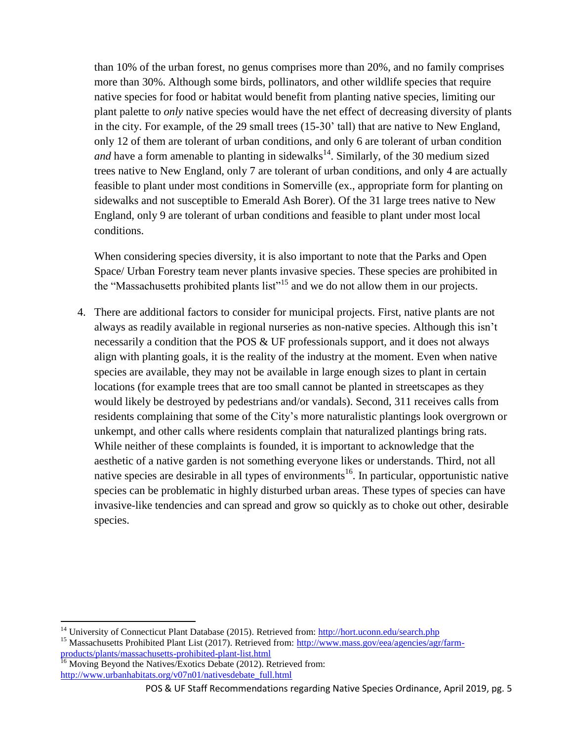than 10% of the urban forest, no genus comprises more than 20%, and no family comprises more than 30%. Although some birds, pollinators, and other wildlife species that require native species for food or habitat would benefit from planting native species, limiting our plant palette to *only* native species would have the net effect of decreasing diversity of plants in the city. For example, of the 29 small trees (15-30' tall) that are native to New England, only 12 of them are tolerant of urban conditions, and only 6 are tolerant of urban condition *and* have a form amenable to planting in sidewalks[14]. Similarly, of the 30 medium sized trees native to New England, only 7 are tolerant of urban conditions, and only 4 are actually feasible to plant under most conditions in Somerville (ex., appropriate form for planting on sidewalks and not susceptible to Emerald Ash Borer). Of the 31 large trees native to New England, only 9 are tolerant of urban conditions and feasible to plant under most local conditions.

When considering species diversity, it is also important to note that the Parks and Open Space/ Urban Forestry team never plants invasive species. These species are prohibited in the "Massachusetts prohibited plants list"[15] and we do not allow them in our projects.

4. There are additional factors to consider for municipal projects. First, native plants are not always as readily available in regional nurseries as non-native species. Although this isn't necessarily a condition that the POS & UF professionals support, and it does not always align with planting goals, it is the reality of the industry at the moment. Even when native species are available, they may not be available in large enough sizes to plant in certain locations (for example trees that are too small cannot be planted in streetscapes as they would likely be destroyed by pedestrians and/or vandals). Second, 311 receives calls from residents complaining that some of the City's more naturalistic plantings look overgrown or unkempt, and other calls where residents complain that naturalized plantings bring rats. While neither of these complaints is founded, it is important to acknowledge that the aesthetic of a native garden is not something everyone likes or understands. Third, not all native species are desirable in all types of environments[16]. In particular, opportunistic native species can be problematic in highly disturbed urban areas. These types of species can have invasive-like tendencies and can spread and grow so quickly as to choke out other, desirable species.

---

[14] University of Connecticut Plant Database (2015). Retrieved from: http://hort.uconn.edu/search.php

[15] Massachusetts Prohibited Plant List (2017). Retrieved from: http://www.mass.gov/eea/agencies/agr/farm-products/plants/massachusetts-prohibited-plant-list.html

[16] Moving Beyond the Natives/Exotics Debate (2012). Retrieved from: http://www.urbanhabitats.org/v07n01/nativesdebate_full.html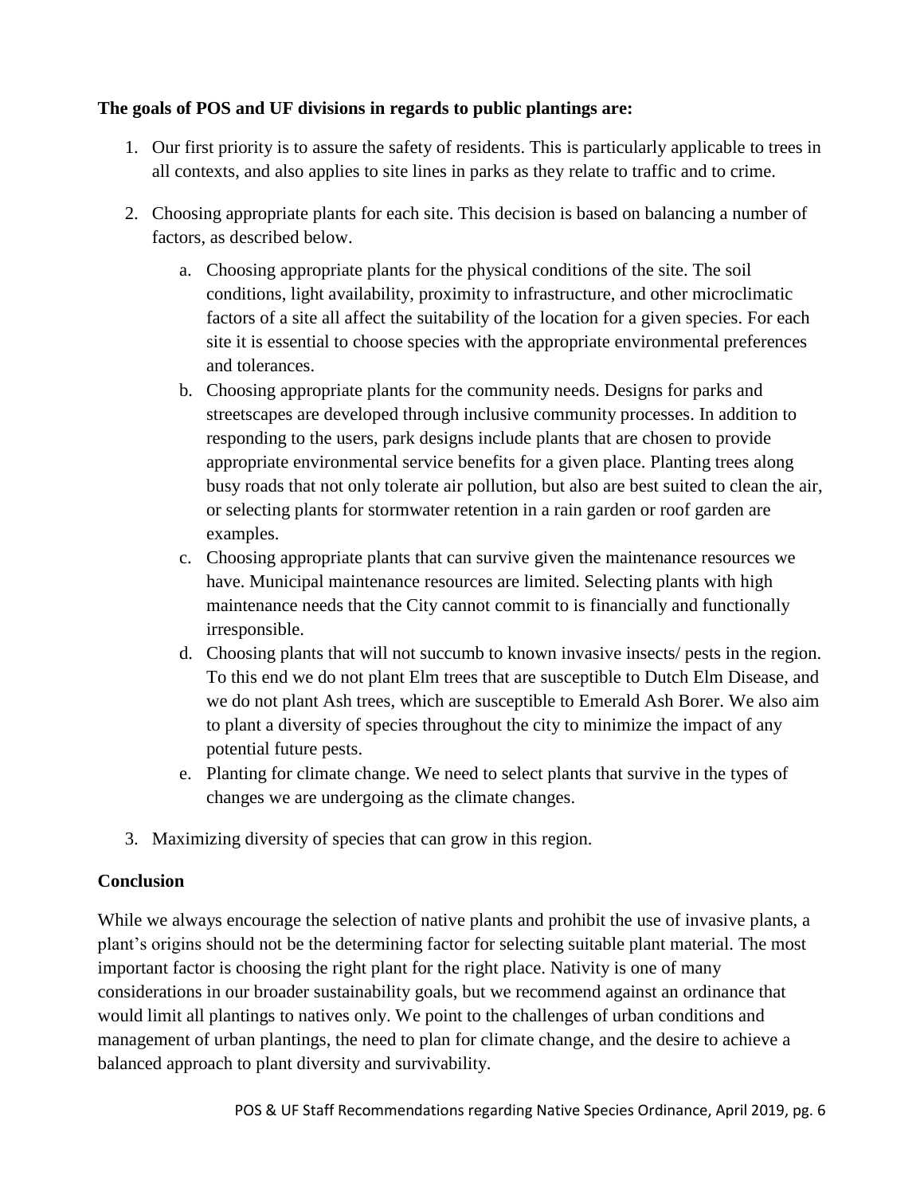**The goals of POS and UF divisions in regards to public plantings are:**

1. Our first priority is to assure the safety of residents. This is particularly applicable to trees in all contexts, and also applies to site lines in parks as they relate to traffic and to crime.

2. Choosing appropriate plants for each site. This decision is based on balancing a number of factors, as described below.

    a. Choosing appropriate plants for the physical conditions of the site. The soil conditions, light availability, proximity to infrastructure, and other microclimatic factors of a site all affect the suitability of the location for a given species. For each site it is essential to choose species with the appropriate environmental preferences and tolerances.

    b. Choosing appropriate plants for the community needs. Designs for parks and streetscapes are developed through inclusive community processes. In addition to responding to the users, park designs include plants that are chosen to provide appropriate environmental service benefits for a given place. Planting trees along busy roads that not only tolerate air pollution, but also are best suited to clean the air, or selecting plants for stormwater retention in a rain garden or roof garden are examples.

    c. Choosing appropriate plants that can survive given the maintenance resources we have. Municipal maintenance resources are limited. Selecting plants with high maintenance needs that the City cannot commit to is financially and functionally irresponsible.

    d. Choosing plants that will not succumb to known invasive insects/ pests in the region. To this end we do not plant Elm trees that are susceptible to Dutch Elm Disease, and we do not plant Ash trees, which are susceptible to Emerald Ash Borer. We also aim to plant a diversity of species throughout the city to minimize the impact of any potential future pests.

    e. Planting for climate change. We need to select plants that survive in the types of changes we are undergoing as the climate changes.

3. Maximizing diversity of species that can grow in this region.

## Conclusion

While we always encourage the selection of native plants and prohibit the use of invasive plants, a plant's origins should not be the determining factor for selecting suitable plant material. The most important factor is choosing the right plant for the right place. Nativity is one of many considerations in our broader sustainability goals, but we recommend against an ordinance that would limit all plantings to natives only. We point to the challenges of urban conditions and management of urban plantings, the need to plan for climate change, and the desire to achieve a balanced approach to plant diversity and survivability.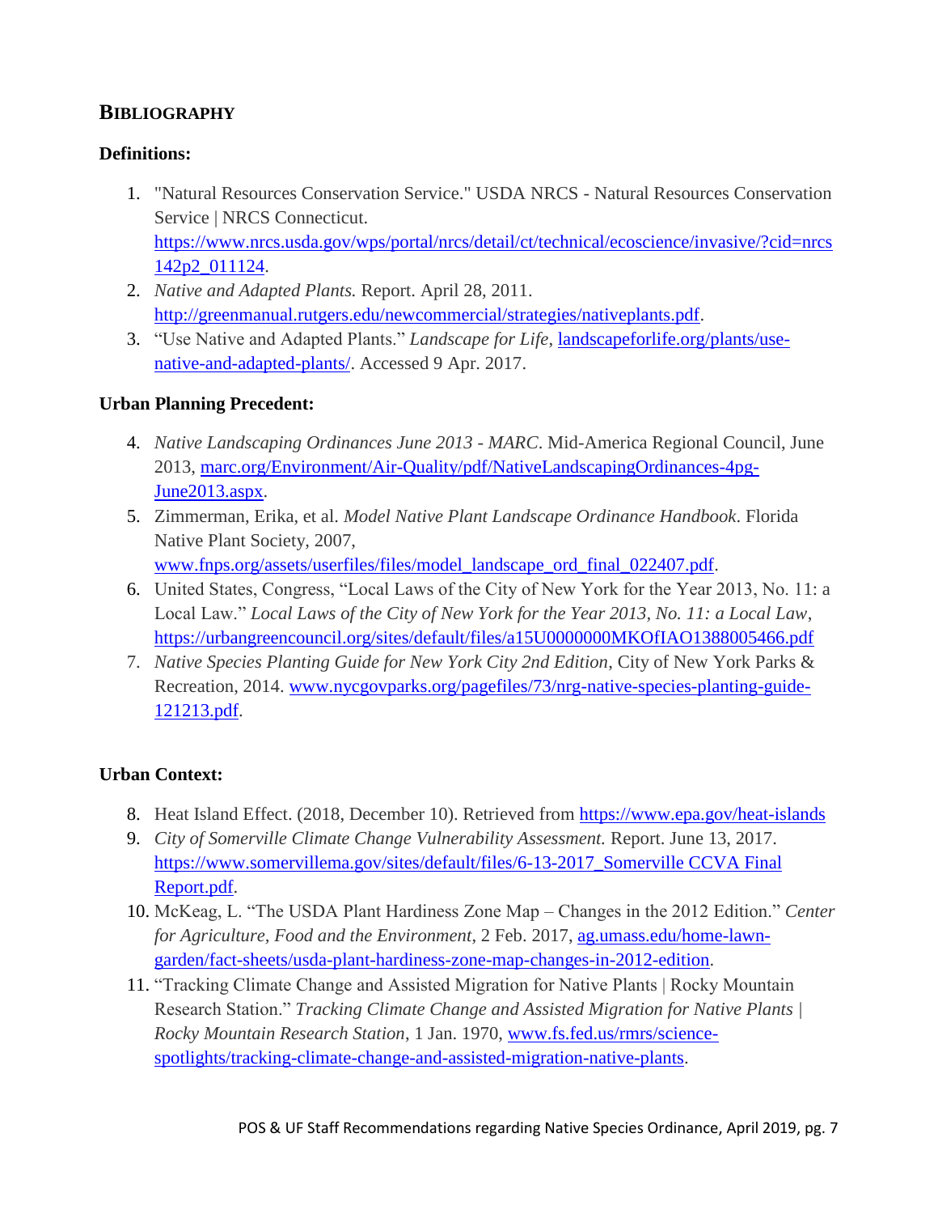## BIBLIOGRAPHY

### Definitions:

1. "Natural Resources Conservation Service." USDA NRCS - Natural Resources Conservation Service | NRCS Connecticut. https://www.nrcs.usda.gov/wps/portal/nrcs/detail/ct/technical/ecoscience/invasive/?cid=nrcs142p2_011124.
2. *Native and Adapted Plants.* Report. April 28, 2011. http://greenmanual.rutgers.edu/newcommercial/strategies/nativeplants.pdf.
3. "Use Native and Adapted Plants." *Landscape for Life*, landscapeforlife.org/plants/use-native-and-adapted-plants/. Accessed 9 Apr. 2017.

### Urban Planning Precedent:

4. *Native Landscaping Ordinances June 2013 - MARC*. Mid-America Regional Council, June 2013, marc.org/Environment/Air-Quality/pdf/NativeLandscapingOrdinances-4pg-June2013.aspx.
5. Zimmerman, Erika, et al. *Model Native Plant Landscape Ordinance Handbook*. Florida Native Plant Society, 2007, www.fnps.org/assets/userfiles/files/model_landscape_ord_final_022407.pdf.
6. United States, Congress, "Local Laws of the City of New York for the Year 2013, No. 11: a Local Law." *Local Laws of the City of New York for the Year 2013, No. 11: a Local Law*, https://urbangreencouncil.org/sites/default/files/a15U0000000MKOfIAO1388005466.pdf
7. *Native Species Planting Guide for New York City 2nd Edition*, City of New York Parks & Recreation, 2014. www.nycgovparks.org/pagefiles/73/nrg-native-species-planting-guide-121213.pdf.

### Urban Context:

8. Heat Island Effect. (2018, December 10). Retrieved from https://www.epa.gov/heat-islands
9. *City of Somerville Climate Change Vulnerability Assessment.* Report. June 13, 2017. https://www.somervillema.gov/sites/default/files/6-13-2017_Somerville CCVA Final Report.pdf.
10. McKeag, L. "The USDA Plant Hardiness Zone Map – Changes in the 2012 Edition." *Center for Agriculture, Food and the Environment*, 2 Feb. 2017, ag.umass.edu/home-lawn-garden/fact-sheets/usda-plant-hardiness-zone-map-changes-in-2012-edition.
11. "Tracking Climate Change and Assisted Migration for Native Plants | Rocky Mountain Research Station." *Tracking Climate Change and Assisted Migration for Native Plants | Rocky Mountain Research Station*, 1 Jan. 1970, www.fs.fed.us/rmrs/science-spotlights/tracking-climate-change-and-assisted-migration-native-plants.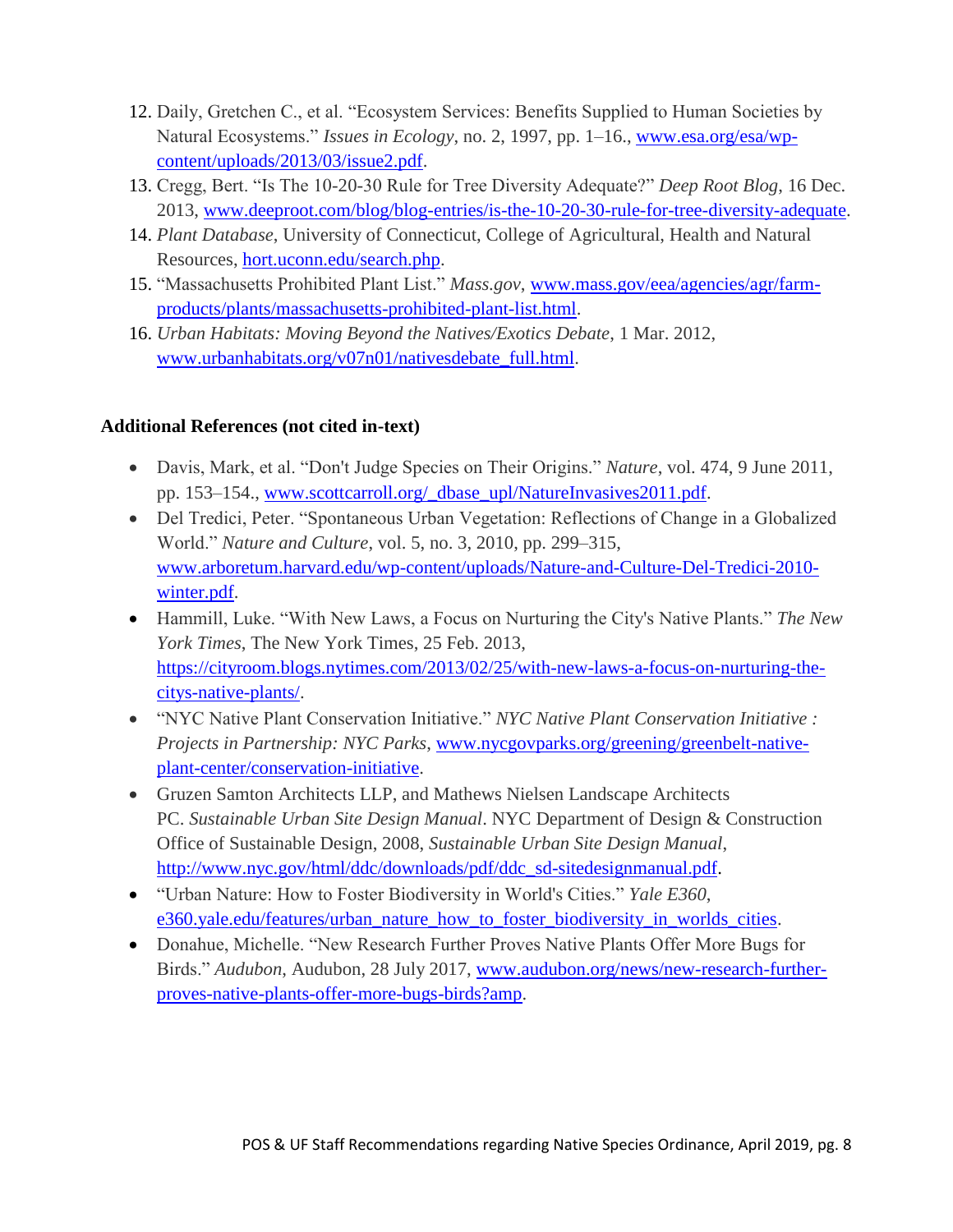12. Daily, Gretchen C., et al. "Ecosystem Services: Benefits Supplied to Human Societies by Natural Ecosystems." *Issues in Ecology*, no. 2, 1997, pp. 1–16., www.esa.org/esa/wp-content/uploads/2013/03/issue2.pdf.
13. Cregg, Bert. "Is The 10-20-30 Rule for Tree Diversity Adequate?" *Deep Root Blog*, 16 Dec. 2013, www.deeproot.com/blog/blog-entries/is-the-10-20-30-rule-for-tree-diversity-adequate.
14. *Plant Database*, University of Connecticut, College of Agricultural, Health and Natural Resources, hort.uconn.edu/search.php.
15. "Massachusetts Prohibited Plant List." *Mass.gov*, www.mass.gov/eea/agencies/agr/farm-products/plants/massachusetts-prohibited-plant-list.html.
16. *Urban Habitats: Moving Beyond the Natives/Exotics Debate*, 1 Mar. 2012, www.urbanhabitats.org/v07n01/nativesdebate_full.html.

**Additional References (not cited in-text)**

- Davis, Mark, et al. "Don't Judge Species on Their Origins." *Nature*, vol. 474, 9 June 2011, pp. 153–154., www.scottcarroll.org/_dbase_upl/NatureInvasives2011.pdf.
- Del Tredici, Peter. "Spontaneous Urban Vegetation: Reflections of Change in a Globalized World." *Nature and Culture*, vol. 5, no. 3, 2010, pp. 299–315, www.arboretum.harvard.edu/wp-content/uploads/Nature-and-Culture-Del-Tredici-2010-winter.pdf.
- Hammill, Luke. "With New Laws, a Focus on Nurturing the City's Native Plants." *The New York Times*, The New York Times, 25 Feb. 2013, https://cityroom.blogs.nytimes.com/2013/02/25/with-new-laws-a-focus-on-nurturing-the-citys-native-plants/.
- "NYC Native Plant Conservation Initiative." *NYC Native Plant Conservation Initiative : Projects in Partnership: NYC Parks*, www.nycgovparks.org/greening/greenbelt-native-plant-center/conservation-initiative.
- Gruzen Samton Architects LLP, and Mathews Nielsen Landscape Architects PC. *Sustainable Urban Site Design Manual*. NYC Department of Design & Construction Office of Sustainable Design, 2008, *Sustainable Urban Site Design Manual*, http://www.nyc.gov/html/ddc/downloads/pdf/ddc_sd-sitedesignmanual.pdf.
- "Urban Nature: How to Foster Biodiversity in World's Cities." *Yale E360*, e360.yale.edu/features/urban_nature_how_to_foster_biodiversity_in_worlds_cities.
- Donahue, Michelle. "New Research Further Proves Native Plants Offer More Bugs for Birds." *Audubon*, Audubon, 28 July 2017, www.audubon.org/news/new-research-further-proves-native-plants-offer-more-bugs-birds?amp.